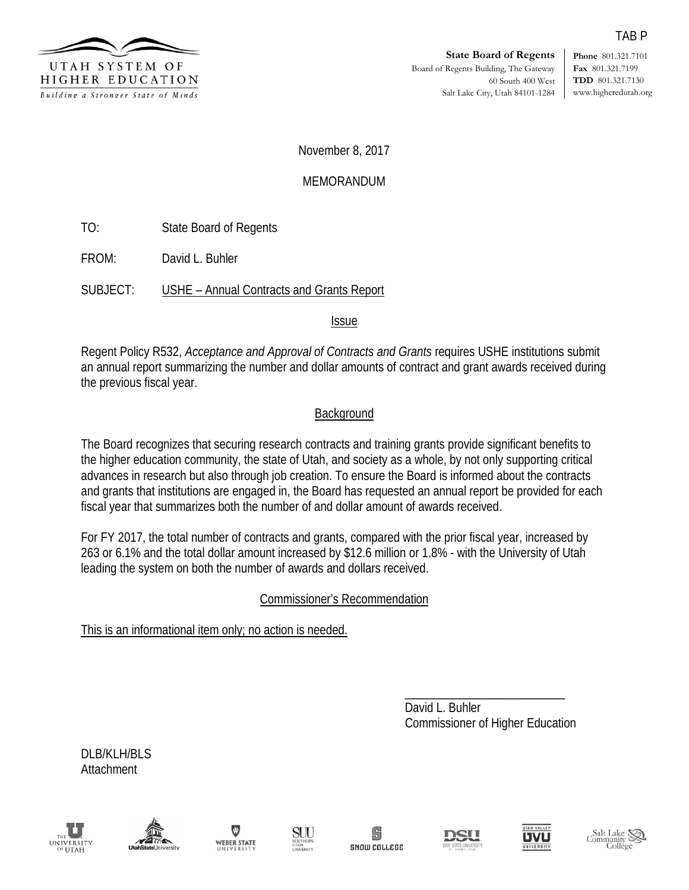TAB P

UTAH SYSTEM OF HIGHER EDUCATION
*Building a Stronger State of Minds*

**State Board of Regents**
Board of Regents Building, The Gateway
60 South 400 West
Salt Lake City, Utah 84101-1284

**Phone** 801.321.7101
**Fax** 801.321.7199
**TDD** 801.321.7130
www.higheredutah.org

November 8, 2017

MEMORANDUM

TO: State Board of Regents

FROM: David L. Buhler

SUBJECT: USHE – Annual Contracts and Grants Report

## Issue

Regent Policy R532, *Acceptance and Approval of Contracts and Grants* requires USHE institutions submit an annual report summarizing the number and dollar amounts of contract and grant awards received during the previous fiscal year.

## Background

The Board recognizes that securing research contracts and training grants provide significant benefits to the higher education community, the state of Utah, and society as a whole, by not only supporting critical advances in research but also through job creation. To ensure the Board is informed about the contracts and grants that institutions are engaged in, the Board has requested an annual report be provided for each fiscal year that summarizes both the number of and dollar amount of awards received.

For FY 2017, the total number of contracts and grants, compared with the prior fiscal year, increased by 263 or 6.1% and the total dollar amount increased by $12.6 million or 1.8% - with the University of Utah leading the system on both the number of awards and dollars received.

## Commissioner's Recommendation

This is an informational item only; no action is needed.

\_\_\_\_\_\_\_\_\_\_\_\_\_\_\_\_\_\_\_\_\_\_\_\_\_\_
David L. Buhler
Commissioner of Higher Education

DLB/KLH/BLS
Attachment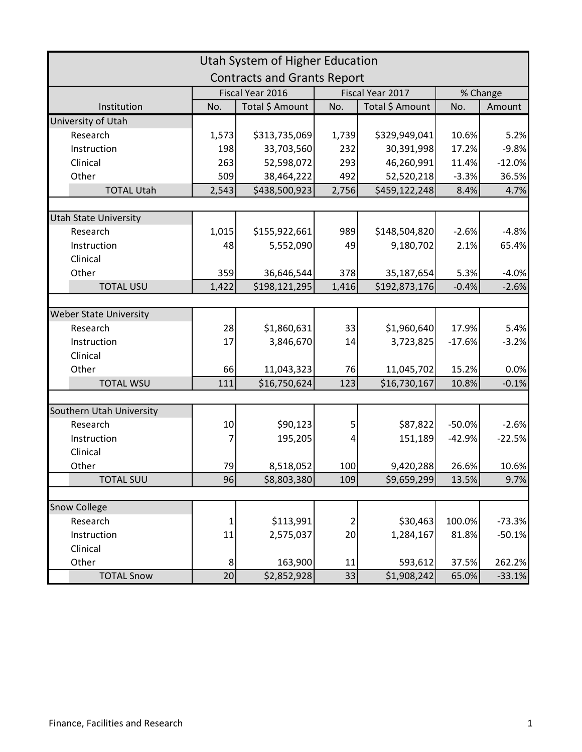# Utah System of Higher Education

## Contracts and Grants Report

| Institution | Fiscal Year 2016 | | Fiscal Year 2017 | | % Change | |
|---|---|---|---|---|---|---|
| | No. | Total $ Amount | No. | Total $ Amount | No. | Amount |
| **University of Utah** | | | | | | |
| Research | 1,573 | $313,735,069 | 1,739 | $329,949,041 | 10.6% | 5.2% |
| Instruction | 198 | 33,703,560 | 232 | 30,391,998 | 17.2% | -9.8% |
| Clinical | 263 | 52,598,072 | 293 | 46,260,991 | 11.4% | -12.0% |
| Other | 509 | 38,464,222 | 492 | 52,520,218 | -3.3% | 36.5% |
| TOTAL Utah | 2,543 | $438,500,923 | 2,756 | $459,122,248 | 8.4% | 4.7% |
| **Utah State University** | | | | | | |
| Research | 1,015 | $155,922,661 | 989 | $148,504,820 | -2.6% | -4.8% |
| Instruction | 48 | 5,552,090 | 49 | 9,180,702 | 2.1% | 65.4% |
| Clinical | | | | | | |
| Other | 359 | 36,646,544 | 378 | 35,187,654 | 5.3% | -4.0% |
| TOTAL USU | 1,422 | $198,121,295 | 1,416 | $192,873,176 | -0.4% | -2.6% |
| **Weber State University** | | | | | | |
| Research | 28 | $1,860,631 | 33 | $1,960,640 | 17.9% | 5.4% |
| Instruction | 17 | 3,846,670 | 14 | 3,723,825 | -17.6% | -3.2% |
| Clinical | | | | | | |
| Other | 66 | 11,043,323 | 76 | 11,045,702 | 15.2% | 0.0% |
| TOTAL WSU | 111 | $16,750,624 | 123 | $16,730,167 | 10.8% | -0.1% |
| **Southern Utah University** | | | | | | |
| Research | 10 | $90,123 | 5 | $87,822 | -50.0% | -2.6% |
| Instruction | 7 | 195,205 | 4 | 151,189 | -42.9% | -22.5% |
| Clinical | | | | | | |
| Other | 79 | 8,518,052 | 100 | 9,420,288 | 26.6% | 10.6% |
| TOTAL SUU | 96 | $8,803,380 | 109 | $9,659,299 | 13.5% | 9.7% |
| **Snow College** | | | | | | |
| Research | 1 | $113,991 | 2 | $30,463 | 100.0% | -73.3% |
| Instruction | 11 | 2,575,037 | 20 | 1,284,167 | 81.8% | -50.1% |
| Clinical | | | | | | |
| Other | 8 | 163,900 | 11 | 593,612 | 37.5% | 262.2% |
| TOTAL Snow | 20 | $2,852,928 | 33 | $1,908,242 | 65.0% | -33.1% |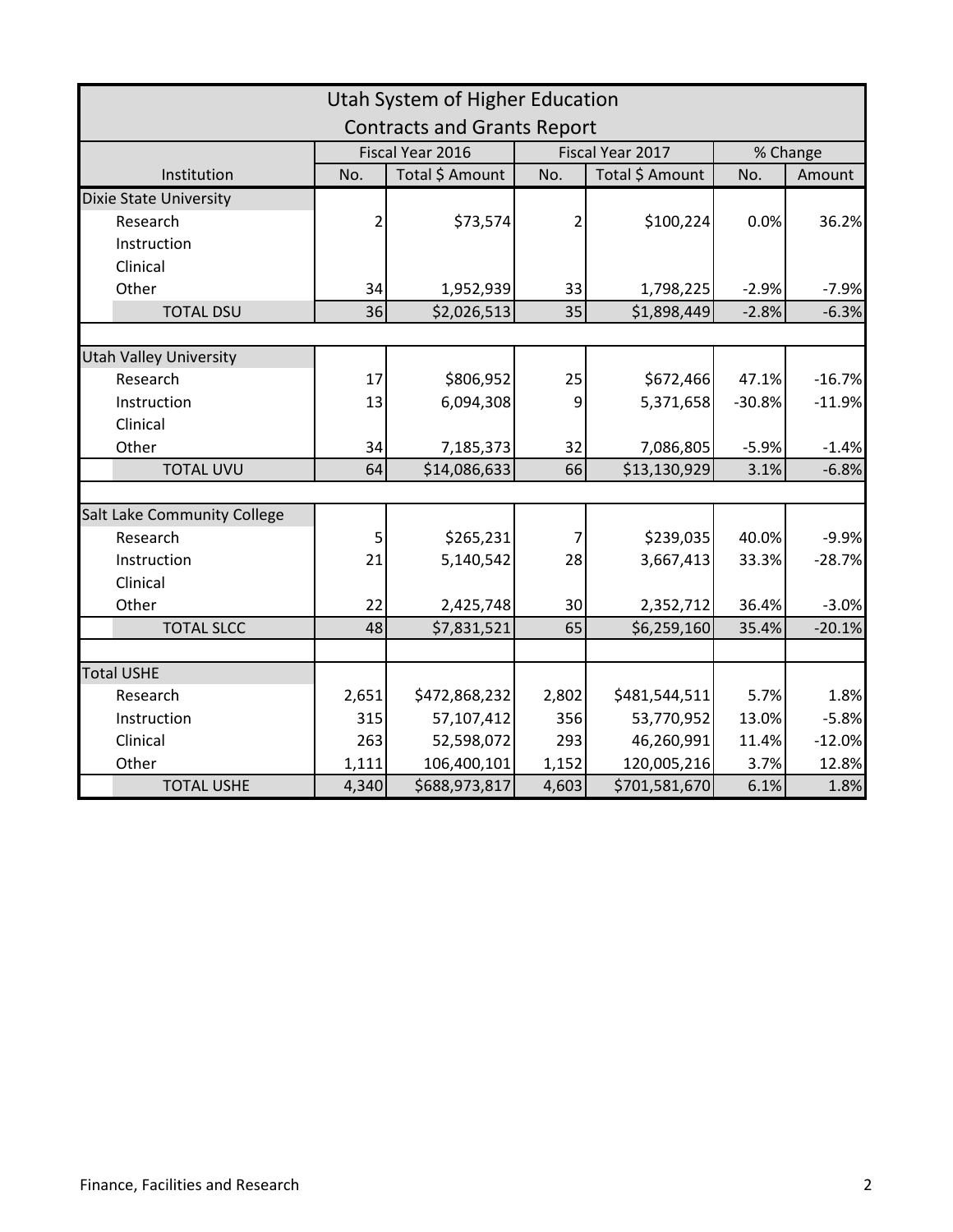| Utah System of Higher Education<br>Contracts and Grants Report | | | | | | |
|---|---|---|---|---|---|---|
| | Fiscal Year 2016 | | Fiscal Year 2017 | | % Change | |
| Institution | No. | Total $ Amount | No. | Total $ Amount | No. | Amount |
| Dixie State University | | | | | | |
| Research | 2 | $73,574 | 2 | $100,224 | 0.0% | 36.2% |
| Instruction | | | | | | |
| Clinical | | | | | | |
| Other | 34 | 1,952,939 | 33 | 1,798,225 | -2.9% | -7.9% |
| TOTAL DSU | 36 | $2,026,513 | 35 | $1,898,449 | -2.8% | -6.3% |
| | | | | | | |
| Utah Valley University | | | | | | |
| Research | 17 | $806,952 | 25 | $672,466 | 47.1% | -16.7% |
| Instruction | 13 | 6,094,308 | 9 | 5,371,658 | -30.8% | -11.9% |
| Clinical | | | | | | |
| Other | 34 | 7,185,373 | 32 | 7,086,805 | -5.9% | -1.4% |
| TOTAL UVU | 64 | $14,086,633 | 66 | $13,130,929 | 3.1% | -6.8% |
| | | | | | | |
| Salt Lake Community College | | | | | | |
| Research | 5 | $265,231 | 7 | $239,035 | 40.0% | -9.9% |
| Instruction | 21 | 5,140,542 | 28 | 3,667,413 | 33.3% | -28.7% |
| Clinical | | | | | | |
| Other | 22 | 2,425,748 | 30 | 2,352,712 | 36.4% | -3.0% |
| TOTAL SLCC | 48 | $7,831,521 | 65 | $6,259,160 | 35.4% | -20.1% |
| | | | | | | |
| Total USHE | | | | | | |
| Research | 2,651 | $472,868,232 | 2,802 | $481,544,511 | 5.7% | 1.8% |
| Instruction | 315 | 57,107,412 | 356 | 53,770,952 | 13.0% | -5.8% |
| Clinical | 263 | 52,598,072 | 293 | 46,260,991 | 11.4% | -12.0% |
| Other | 1,111 | 106,400,101 | 1,152 | 120,005,216 | 3.7% | 12.8% |
| TOTAL USHE | 4,340 | $688,973,817 | 4,603 | $701,581,670 | 6.1% | 1.8% |